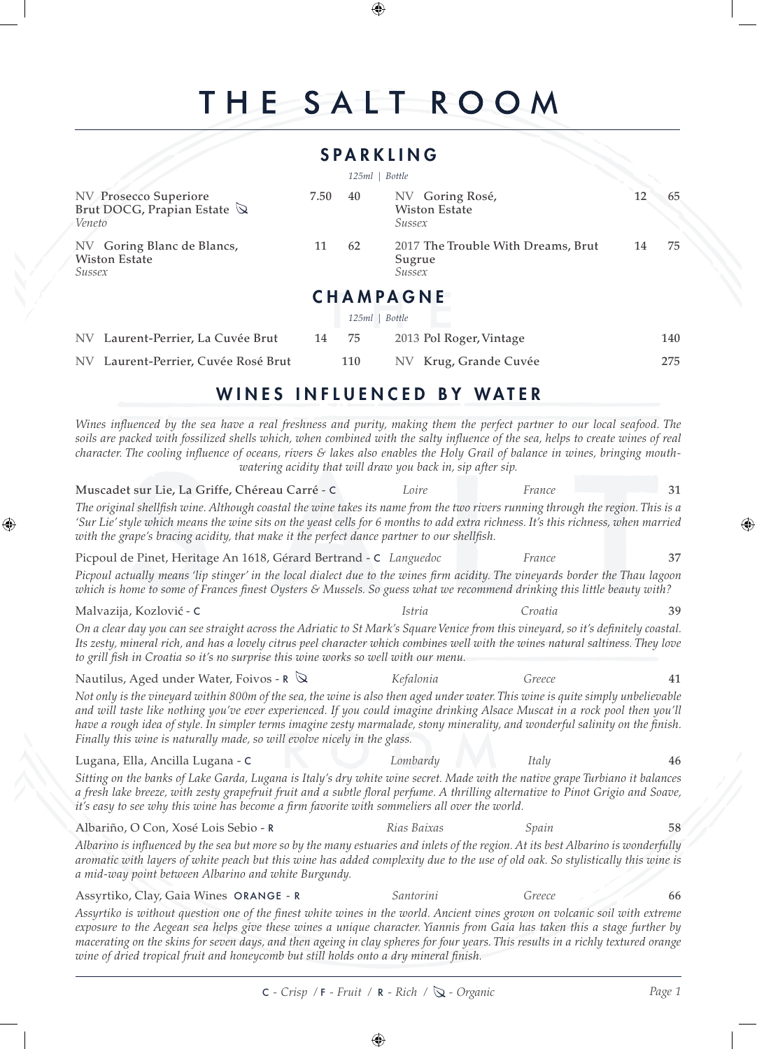# THE SALT ROOM

## SPARKLING

| Wine | 125ml | Bottle |
|---|---|---|
| NV Prosecco Superiore Brut DOCG, Prapian Estate (Organic) *Veneto* | 7.50 | 40 |
| NV Goring Blanc de Blancs, Wiston Estate *Sussex* | 11 | 62 |
| NV Goring Rosé, Wiston Estate *Sussex* | 12 | 65 |
| 2017 The Trouble With Dreams, Brut Sugrue *Sussex* | 14 | 75 |

## CHAMPAGNE

| Wine | 125ml | Bottle |
|---|---|---|
| NV Laurent-Perrier, La Cuvée Brut | 14 | 75 |
| NV Laurent-Perrier, Cuvée Rosé Brut | | 110 |
| 2013 Pol Roger, Vintage | | 140 |
| NV Krug, Grande Cuvée | | 275 |

## WINES INFLUENCED BY WATER

*Wines influenced by the sea have a real freshness and purity, making them the perfect partner to our local seafood. The soils are packed with fossilized shells which, when combined with the salty influence of the sea, helps to create wines of real character. The cooling influence of oceans, rivers & lakes also enables the Holy Grail of balance in wines, bringing mouth-watering acidity that will draw you back in, sip after sip.*

**Muscadet sur Lie, La Griffe, Chéreau Carré - C** — *Loire* — *France* — 31

*The original shellfish wine. Although coastal the wine takes its name from the two rivers running through the region. This is a 'Sur Lie' style which means the wine sits on the yeast cells for 6 months to add extra richness. It's this richness, when married with the grape's bracing acidity, that make it the perfect dance partner to our shellfish.*

**Picpoul de Pinet, Heritage An 1618, Gérard Bertrand - C** — *Languedoc* — *France* — 37

*Picpoul actually means 'lip stinger' in the local dialect due to the wines firm acidity. The vineyards border the Thau lagoon which is home to some of Frances finest Oysters & Mussels. So guess what we recommend drinking this little beauty with?*

**Malvazija, Kozlović - C** — *Istria* — *Croatia* — 39

*On a clear day you can see straight across the Adriatic to St Mark's Square Venice from this vineyard, so it's definitely coastal. Its zesty, mineral rich, and has a lovely citrus peel character which combines well with the wines natural saltiness. They love to grill fish in Croatia so it's no surprise this wine works so well with our menu.*

**Nautilus, Aged under Water, Foivos - R (Organic)** — *Kefalonia* — *Greece* — 41

*Not only is the vineyard within 800m of the sea, the wine is also then aged under water. This wine is quite simply unbelievable and will taste like nothing you've ever experienced. If you could imagine drinking Alsace Muscat in a rock pool then you'll have a rough idea of style. In simpler terms imagine zesty marmalade, stony minerality, and wonderful salinity on the finish. Finally this wine is naturally made, so will evolve nicely in the glass.*

**Lugana, Ella, Ancilla Lugana - C** — *Lombardy* — *Italy* — 46

*Sitting on the banks of Lake Garda, Lugana is Italy's dry white wine secret. Made with the native grape Turbiano it balances a fresh lake breeze, with zesty grapefruit fruit and a subtle floral perfume. A thrilling alternative to Pinot Grigio and Soave, it's easy to see why this wine has become a firm favorite with sommeliers all over the world.*

**Albariño, O Con, Xosé Lois Sebio - R** — *Rias Baixas* — *Spain* — 58

*Albarino is influenced by the sea but more so by the many estuaries and inlets of the region. At its best Albarino is wonderfully aromatic with layers of white peach but this wine has added complexity due to the use of old oak. So stylistically this wine is a mid-way point between Albarino and white Burgundy.*

**Assyrtiko, Clay, Gaia Wines ORANGE - R** — *Santorini* — *Greece* — 66

*Assyrtiko is without question one of the finest white wines in the world. Ancient vines grown on volcanic soil with extreme exposure to the Aegean sea helps give these wines a unique character. Yiannis from Gaia has taken this a stage further by macerating on the skins for seven days, and then ageing in clay spheres for four years. This results in a richly textured orange wine of dried tropical fruit and honeycomb but still holds onto a dry mineral finish.*

C - *Crisp* / F - *Fruit* / R - *Rich* / (leaf symbol) - *Organic*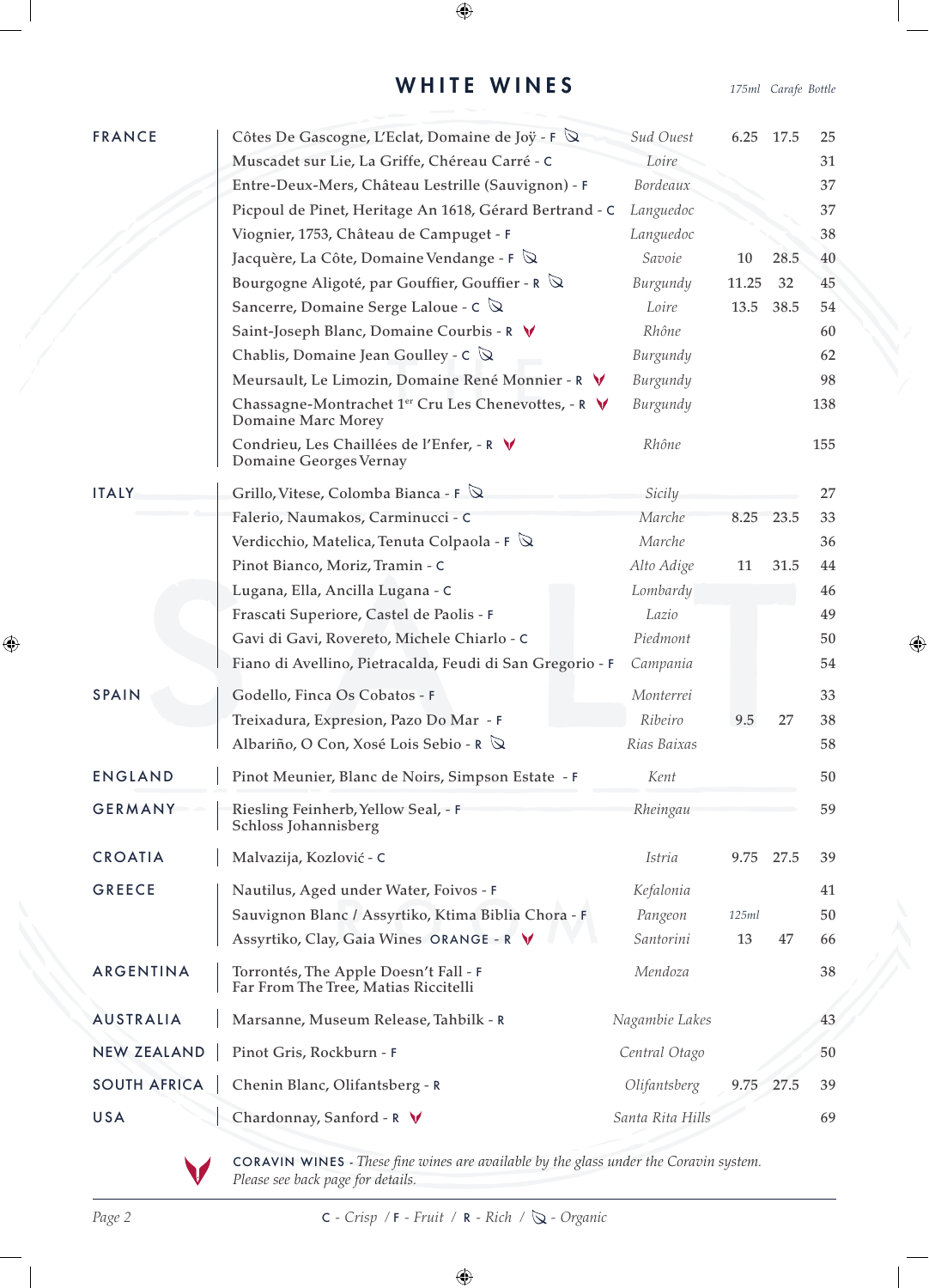# WHITE WINES

| Country | Wine | Region | 175ml | Carafe | Bottle |
|---|---|---|---|---|---|
| FRANCE | Côtes De Gascogne, L'Eclat, Domaine de Joÿ - F (Organic) | Sud Ouest | 6.25 | 17.5 | 25 |
| | Muscadet sur Lie, La Griffe, Chéreau Carré - C | Loire | | | 31 |
| | Entre-Deux-Mers, Château Lestrille (Sauvignon) - F | Bordeaux | | | 37 |
| | Picpoul de Pinet, Heritage An 1618, Gérard Bertrand - C | Languedoc | | | 37 |
| | Viognier, 1753, Château de Campuget - F | Languedoc | | | 38 |
| | Jacquère, La Côte, Domaine Vendange - F (Organic) | Savoie | 10 | 28.5 | 40 |
| | Bourgogne Aligoté, par Gouffier, Gouffier - R (Organic) | Burgundy | 11.25 | 32 | 45 |
| | Sancerre, Domaine Serge Laloue - C (Organic) | Loire | 13.5 | 38.5 | 54 |
| | Saint-Joseph Blanc, Domaine Courbis - R (Coravin) | Rhône | | | 60 |
| | Chablis, Domaine Jean Goulley - C (Organic) | Burgundy | | | 62 |
| | Meursault, Le Limozin, Domaine René Monnier - R (Coravin) | Burgundy | | | 98 |
| | Chassagne-Montrachet 1er Cru Les Chenevottes, - R (Coravin) Domaine Marc Morey | Burgundy | | | 138 |
| | Condrieu, Les Chaillées de l'Enfer, - R (Coravin) Domaine Georges Vernay | Rhône | | | 155 |
| ITALY | Grillo, Vitese, Colomba Bianca - F (Organic) | Sicily | | | 27 |
| | Falerio, Naumakos, Carminucci - C | Marche | 8.25 | 23.5 | 33 |
| | Verdicchio, Matelica, Tenuta Colpaola - F (Organic) | Marche | | | 36 |
| | Pinot Bianco, Moriz, Tramin - C | Alto Adige | 11 | 31.5 | 44 |
| | Lugana, Ella, Ancilla Lugana - C | Lombardy | | | 46 |
| | Frascati Superiore, Castel de Paolis - F | Lazio | | | 49 |
| | Gavi di Gavi, Rovereto, Michele Chiarlo - C | Piedmont | | | 50 |
| | Fiano di Avellino, Pietracalda, Feudi di San Gregorio - F | Campania | | | 54 |
| SPAIN | Godello, Finca Os Cobatos - F | Monterrei | | | 33 |
| | Treixadura, Expresion, Pazo Do Mar - F | Ribeiro | 9.5 | 27 | 38 |
| | Albariño, O Con, Xosé Lois Sebio - R (Organic) | Rias Baixas | | | 58 |
| ENGLAND | Pinot Meunier, Blanc de Noirs, Simpson Estate - F | Kent | | | 50 |
| GERMANY | Riesling Feinherb, Yellow Seal, - F Schloss Johannisberg | Rheingau | | | 59 |
| CROATIA | Malvazija, Kozlović - C | Istria | 9.75 | 27.5 | 39 |
| GREECE | Nautilus, Aged under Water, Foivos - F | Kefalonia | | | 41 |
| | Sauvignon Blanc / Assyrtiko, Ktima Biblia Chora - F | Pangeon | 125ml | | 50 |
| | Assyrtiko, Clay, Gaia Wines ORANGE - R (Coravin) | Santorini | 13 | 47 | 66 |
| ARGENTINA | Torrontés, The Apple Doesn't Fall - F Far From The Tree, Matias Riccitelli | Mendoza | | | 38 |
| AUSTRALIA | Marsanne, Museum Release, Tahbilk - R | Nagambie Lakes | | | 43 |
| NEW ZEALAND | Pinot Gris, Rockburn - F | Central Otago | | | 50 |
| SOUTH AFRICA | Chenin Blanc, Olifantsberg - R | Olifantsberg | 9.75 | 27.5 | 39 |
| USA | Chardonnay, Sanford - R (Coravin) | Santa Rita Hills | | | 69 |

CORAVIN WINES - *These fine wines are available by the glass under the Coravin system. Please see back page for details.*

C - *Crisp* / F - *Fruit* / R - *Rich* / (Organic symbol) - *Organic*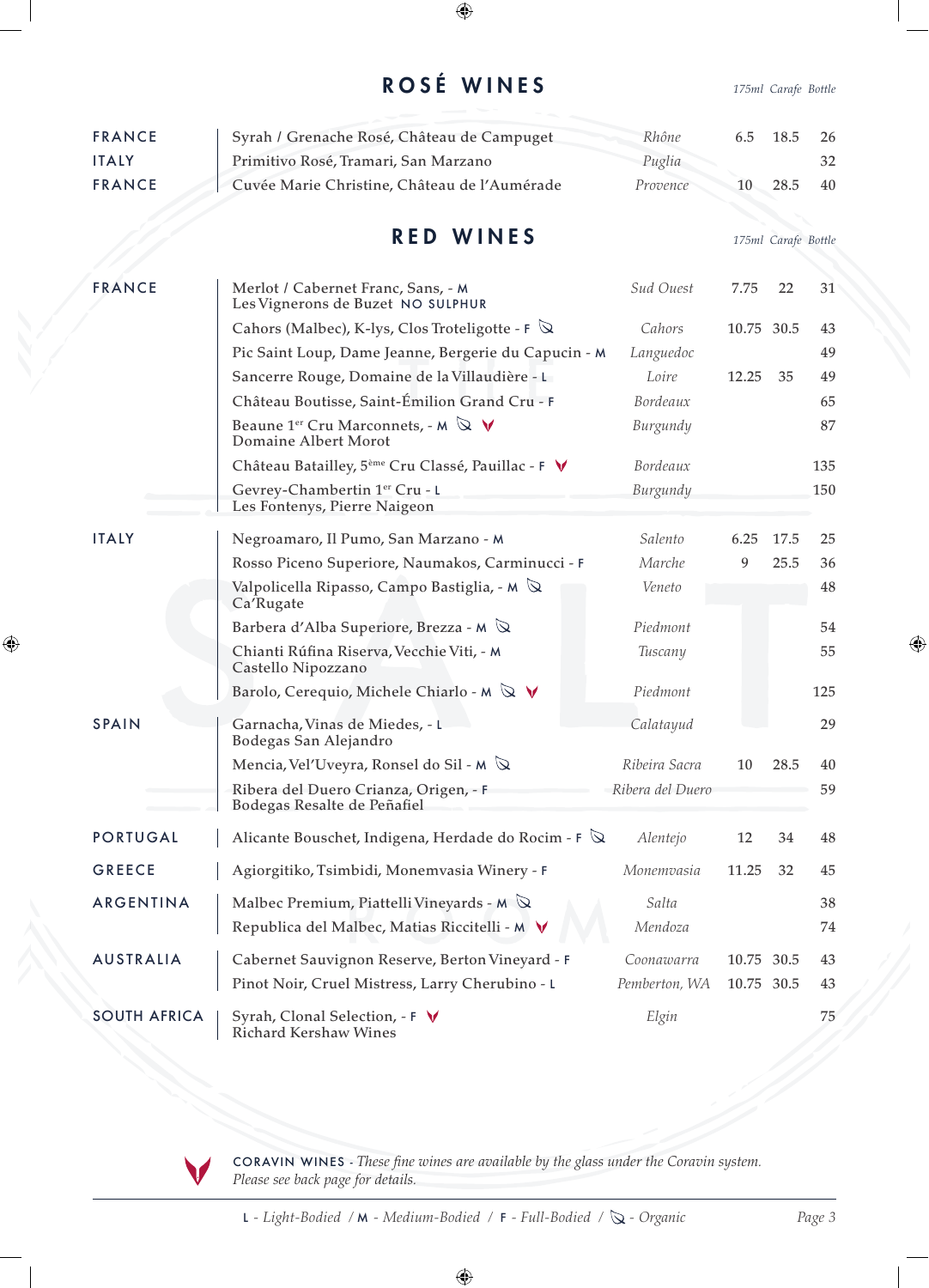## ROSÉ WINES

| Country | Wine | Region | 175ml | Carafe | Bottle |
|---|---|---|---|---|---|
| FRANCE | Syrah / Grenache Rosé, Château de Campuget | *Rhône* | 6.5 | 18.5 | 26 |
| ITALY | Primitivo Rosé, Tramari, San Marzano | *Puglia* | | | 32 |
| FRANCE | Cuvée Marie Christine, Château de l'Aumérade | *Provence* | 10 | 28.5 | 40 |

## RED WINES

| Country | Wine | Region | 175ml | Carafe | Bottle |
|---|---|---|---|---|---|
| FRANCE | Merlot / Cabernet Franc, Sans, - M Les Vignerons de Buzet NO SULPHUR | *Sud Ouest* | 7.75 | 22 | 31 |
| | Cahors (Malbec), K-lys, Clos Troteligotte - F (Organic) | *Cahors* | 10.75 | 30.5 | 43 |
| | Pic Saint Loup, Dame Jeanne, Bergerie du Capucin - M | *Languedoc* | | | 49 |
| | Sancerre Rouge, Domaine de la Villaudière - L | *Loire* | 12.25 | 35 | 49 |
| | Château Boutisse, Saint-Émilion Grand Cru - F | *Bordeaux* | | | 65 |
| | Beaune 1er Cru Marconnets, - M (Organic) (Coravin) Domaine Albert Morot | *Burgundy* | | | 87 |
| | Château Batailley, 5ème Cru Classé, Pauillac - F (Coravin) | *Bordeaux* | | | 135 |
| | Gevrey-Chambertin 1er Cru - L Les Fontenys, Pierre Naigeon | *Burgundy* | | | 150 |
| ITALY | Negroamaro, Il Pumo, San Marzano - M | *Salento* | 6.25 | 17.5 | 25 |
| | Rosso Piceno Superiore, Naumakos, Carminucci - F | *Marche* | 9 | 25.5 | 36 |
| | Valpolicella Ripasso, Campo Bastiglia, - M (Organic) Ca'Rugate | *Veneto* | | | 48 |
| | Barbera d'Alba Superiore, Brezza - M (Organic) | *Piedmont* | | | 54 |
| | Chianti Rúfina Riserva, Vecchie Viti, - M Castello Nipozzano | *Tuscany* | | | 55 |
| | Barolo, Cerequio, Michele Chiarlo - M (Organic) (Coravin) | *Piedmont* | | | 125 |
| SPAIN | Garnacha, Vinas de Miedes, - L Bodegas San Alejandro | *Calatayud* | | | 29 |
| | Mencia, Vel'Uveyra, Ronsel do Sil - M (Organic) | *Ribeira Sacra* | 10 | 28.5 | 40 |
| | Ribera del Duero Crianza, Origen, - F Bodegas Resalte de Peñafiel | *Ribera del Duero* | | | 59 |
| PORTUGAL | Alicante Bouschet, Indigena, Herdade do Rocim - F (Organic) | *Alentejo* | 12 | 34 | 48 |
| GREECE | Agiorgitiko, Tsimbidi, Monemvasia Winery - F | *Monemvasia* | 11.25 | 32 | 45 |
| ARGENTINA | Malbec Premium, Piattelli Vineyards - M (Organic) | *Salta* | | | 38 |
| | Republica del Malbec, Matias Riccitelli - M (Coravin) | *Mendoza* | | | 74 |
| AUSTRALIA | Cabernet Sauvignon Reserve, Berton Vineyard - F | *Coonawarra* | 10.75 | 30.5 | 43 |
| | Pinot Noir, Cruel Mistress, Larry Cherubino - L | *Pemberton, WA* | 10.75 | 30.5 | 43 |
| SOUTH AFRICA | Syrah, Clonal Selection, - F (Coravin) Richard Kershaw Wines | *Elgin* | | | 75 |

CORAVIN WINES - *These fine wines are available by the glass under the Coravin system. Please see back page for details.*

L - *Light-Bodied* / M - *Medium-Bodied* / F - *Full-Bodied* / (Organic) - *Organic*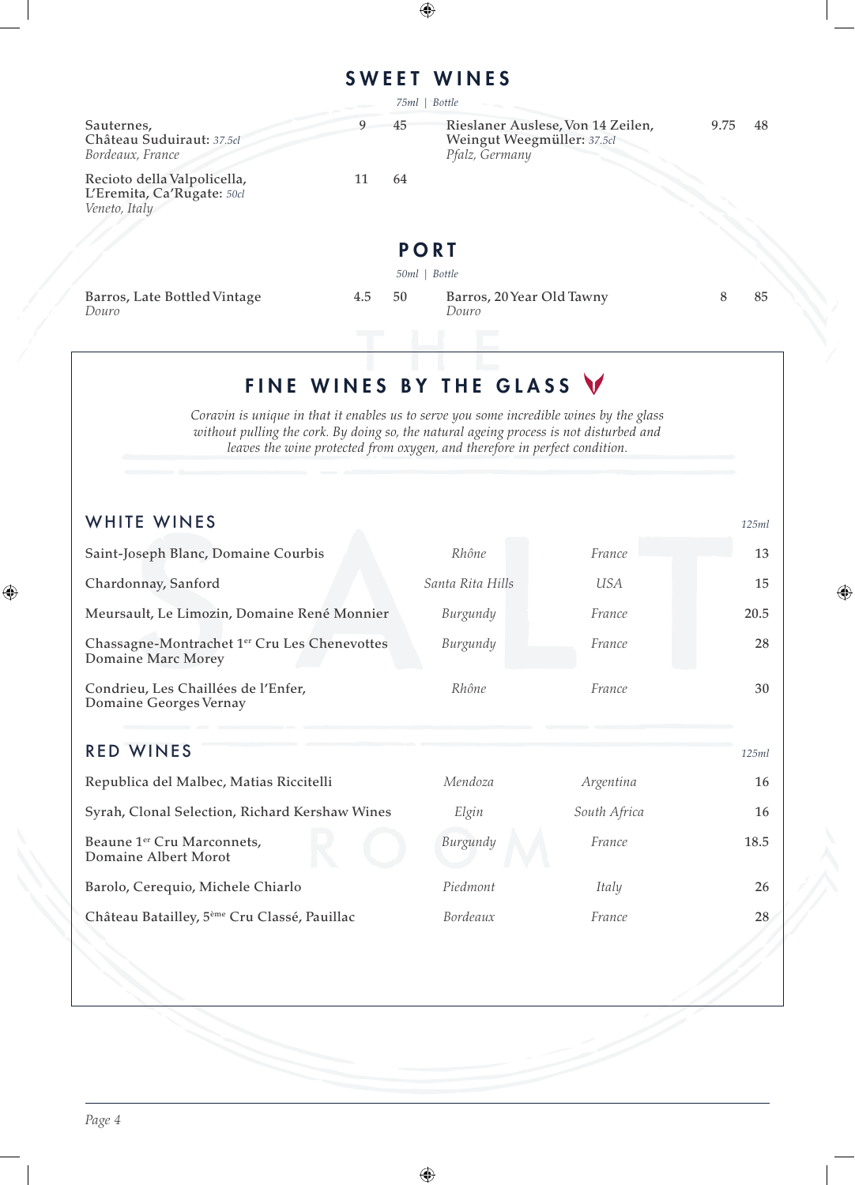## SWEET WINES

| | 75ml | Bottle |
|---|---|---|
| Sauternes, Château Suduiraut: *37.5cl* *Bordeaux, France* | 9 | 45 |
| Recioto della Valpolicella, L'Eremita, Ca'Rugate: *50cl* *Veneto, Italy* | 11 | 64 |
| Rieslaner Auslese, Von 14 Zeilen, Weingut Weegmüller: *37.5cl* *Pfalz, Germany* | 9.75 | 48 |

## PORT

| | 50ml | Bottle |
|---|---|---|
| Barros, Late Bottled Vintage *Douro* | 4.5 | 50 |
| Barros, 20 Year Old Tawny *Douro* | 8 | 85 |

## FINE WINES BY THE GLASS

*Coravin is unique in that it enables us to serve you some incredible wines by the glass without pulling the cork. By doing so, the natural ageing process is not disturbed and leaves the wine protected from oxygen, and therefore in perfect condition.*

### WHITE WINES

| | | | 125ml |
|---|---|---|---|
| Saint-Joseph Blanc, Domaine Courbis | *Rhône* | *France* | 13 |
| Chardonnay, Sanford | *Santa Rita Hills* | *USA* | 15 |
| Meursault, Le Limozin, Domaine René Monnier | *Burgundy* | *France* | 20.5 |
| Chassagne-Montrachet 1er Cru Les Chenevottes Domaine Marc Morey | *Burgundy* | *France* | 28 |
| Condrieu, Les Chaillées de l'Enfer, Domaine Georges Vernay | *Rhône* | *France* | 30 |

### RED WINES

| | | | 125ml |
|---|---|---|---|
| Republica del Malbec, Matias Riccitelli | *Mendoza* | *Argentina* | 16 |
| Syrah, Clonal Selection, Richard Kershaw Wines | *Elgin* | *South Africa* | 16 |
| Beaune 1er Cru Marconnets, Domaine Albert Morot | *Burgundy* | *France* | 18.5 |
| Barolo, Cerequio, Michele Chiarlo | *Piedmont* | *Italy* | 26 |
| Château Batailley, 5ème Cru Classé, Pauillac | *Bordeaux* | *France* | 28 |